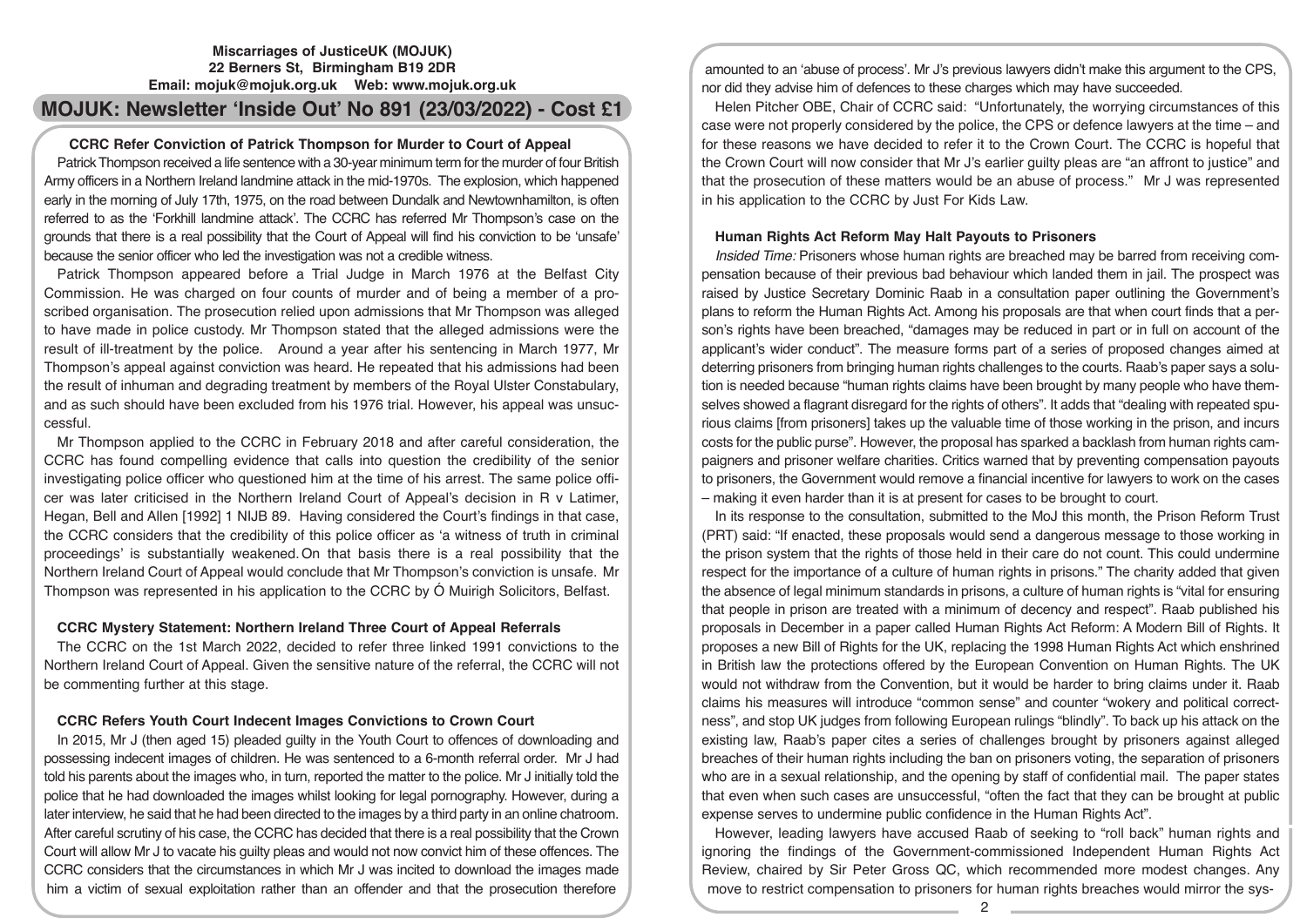**Miscarriages of JusticeUK (MOJUK)**
**22 Berners St, Birmingham B19 2DR**
**Email: mojuk@mojuk.org.uk Web: www.mojuk.org.uk**

# MOJUK: Newsletter 'Inside Out' No 891 (23/03/2022) - Cost £1

### CCRC Refer Conviction of Patrick Thompson for Murder to Court of Appeal

Patrick Thompson received a life sentence with a 30-year minimum term for the murder of four British Army officers in a Northern Ireland landmine attack in the mid-1970s. The explosion, which happened early in the morning of July 17th, 1975, on the road between Dundalk and Newtownhamilton, is often referred to as the 'Forkhill landmine attack'. The CCRC has referred Mr Thompson's case on the grounds that there is a real possibility that the Court of Appeal will find his conviction to be 'unsafe' because the senior officer who led the investigation was not a credible witness.

Patrick Thompson appeared before a Trial Judge in March 1976 at the Belfast City Commission. He was charged on four counts of murder and of being a member of a proscribed organisation. The prosecution relied upon admissions that Mr Thompson was alleged to have made in police custody. Mr Thompson stated that the alleged admissions were the result of ill-treatment by the police. Around a year after his sentencing in March 1977, Mr Thompson's appeal against conviction was heard. He repeated that his admissions had been the result of inhuman and degrading treatment by members of the Royal Ulster Constabulary, and as such should have been excluded from his 1976 trial. However, his appeal was unsuccessful.

Mr Thompson applied to the CCRC in February 2018 and after careful consideration, the CCRC has found compelling evidence that calls into question the credibility of the senior investigating police officer who questioned him at the time of his arrest. The same police officer was later criticised in the Northern Ireland Court of Appeal's decision in R v Latimer, Hegan, Bell and Allen [1992] 1 NIJB 89. Having considered the Court's findings in that case, the CCRC considers that the credibility of this police officer as 'a witness of truth in criminal proceedings' is substantially weakened. On that basis there is a real possibility that the Northern Ireland Court of Appeal would conclude that Mr Thompson's conviction is unsafe. Mr Thompson was represented in his application to the CCRC by Ó Muirigh Solicitors, Belfast.

### CCRC Mystery Statement: Northern Ireland Three Court of Appeal Referrals

The CCRC on the 1st March 2022, decided to refer three linked 1991 convictions to the Northern Ireland Court of Appeal. Given the sensitive nature of the referral, the CCRC will not be commenting further at this stage.

### CCRC Refers Youth Court Indecent Images Convictions to Crown Court

In 2015, Mr J (then aged 15) pleaded guilty in the Youth Court to offences of downloading and possessing indecent images of children. He was sentenced to a 6-month referral order. Mr J had told his parents about the images who, in turn, reported the matter to the police. Mr J initially told the police that he had downloaded the images whilst looking for legal pornography. However, during a later interview, he said that he had been directed to the images by a third party in an online chatroom. After careful scrutiny of his case, the CCRC has decided that there is a real possibility that the Crown Court will allow Mr J to vacate his guilty pleas and would not now convict him of these offences. The CCRC considers that the circumstances in which Mr J was incited to download the images made him a victim of sexual exploitation rather than an offender and that the prosecution therefore amounted to an 'abuse of process'. Mr J's previous lawyers didn't make this argument to the CPS, nor did they advise him of defences to these charges which may have succeeded.

Helen Pitcher OBE, Chair of CCRC said: "Unfortunately, the worrying circumstances of this case were not properly considered by the police, the CPS or defence lawyers at the time – and for these reasons we have decided to refer it to the Crown Court. The CCRC is hopeful that the Crown Court will now consider that Mr J's earlier guilty pleas are "an affront to justice" and that the prosecution of these matters would be an abuse of process." Mr J was represented in his application to the CCRC by Just For Kids Law.

### Human Rights Act Reform May Halt Payouts to Prisoners

*Insided Time:* Prisoners whose human rights are breached may be barred from receiving compensation because of their previous bad behaviour which landed them in jail. The prospect was raised by Justice Secretary Dominic Raab in a consultation paper outlining the Government's plans to reform the Human Rights Act. Among his proposals are that when court finds that a person's rights have been breached, "damages may be reduced in part or in full on account of the applicant's wider conduct". The measure forms part of a series of proposed changes aimed at deterring prisoners from bringing human rights challenges to the courts. Raab's paper says a solution is needed because "human rights claims have been brought by many people who have themselves showed a flagrant disregard for the rights of others". It adds that "dealing with repeated spurious claims [from prisoners] takes up the valuable time of those working in the prison, and incurs costs for the public purse". However, the proposal has sparked a backlash from human rights campaigners and prisoner welfare charities. Critics warned that by preventing compensation payouts to prisoners, the Government would remove a financial incentive for lawyers to work on the cases – making it even harder than it is at present for cases to be brought to court.

In its response to the consultation, submitted to the MoJ this month, the Prison Reform Trust (PRT) said: "If enacted, these proposals would send a dangerous message to those working in the prison system that the rights of those held in their care do not count. This could undermine respect for the importance of a culture of human rights in prisons." The charity added that given the absence of legal minimum standards in prisons, a culture of human rights is "vital for ensuring that people in prison are treated with a minimum of decency and respect". Raab published his proposals in December in a paper called Human Rights Act Reform: A Modern Bill of Rights. It proposes a new Bill of Rights for the UK, replacing the 1998 Human Rights Act which enshrined in British law the protections offered by the European Convention on Human Rights. The UK would not withdraw from the Convention, but it would be harder to bring claims under it. Raab claims his measures will introduce "common sense" and counter "wokery and political correctness", and stop UK judges from following European rulings "blindly". To back up his attack on the existing law, Raab's paper cites a series of challenges brought by prisoners against alleged breaches of their human rights including the ban on prisoners voting, the separation of prisoners who are in a sexual relationship, and the opening by staff of confidential mail. The paper states that even when such cases are unsuccessful, "often the fact that they can be brought at public expense serves to undermine public confidence in the Human Rights Act".

However, leading lawyers have accused Raab of seeking to "roll back" human rights and ignoring the findings of the Government-commissioned Independent Human Rights Act Review, chaired by Sir Peter Gross QC, which recommended more modest changes. Any move to restrict compensation to prisoners for human rights breaches would mirror the sys-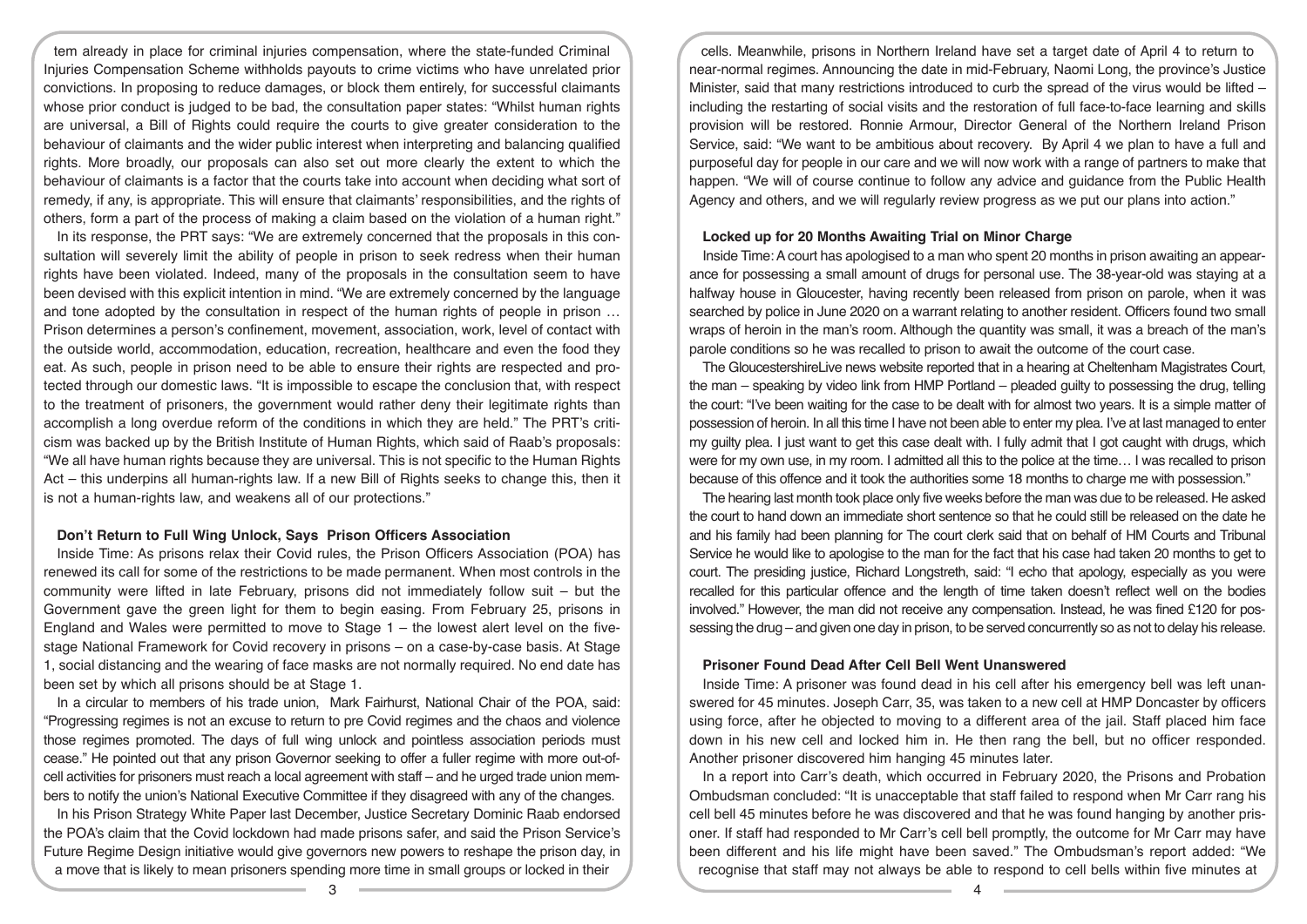tem already in place for criminal injuries compensation, where the state-funded Criminal Injuries Compensation Scheme withholds payouts to crime victims who have unrelated prior convictions. In proposing to reduce damages, or block them entirely, for successful claimants whose prior conduct is judged to be bad, the consultation paper states: "Whilst human rights are universal, a Bill of Rights could require the courts to give greater consideration to the behaviour of claimants and the wider public interest when interpreting and balancing qualified rights. More broadly, our proposals can also set out more clearly the extent to which the behaviour of claimants is a factor that the courts take into account when deciding what sort of remedy, if any, is appropriate. This will ensure that claimants' responsibilities, and the rights of others, form a part of the process of making a claim based on the violation of a human right."

In its response, the PRT says: "We are extremely concerned that the proposals in this consultation will severely limit the ability of people in prison to seek redress when their human rights have been violated. Indeed, many of the proposals in the consultation seem to have been devised with this explicit intention in mind. "We are extremely concerned by the language and tone adopted by the consultation in respect of the human rights of people in prison … Prison determines a person's confinement, movement, association, work, level of contact with the outside world, accommodation, education, recreation, healthcare and even the food they eat. As such, people in prison need to be able to ensure their rights are respected and protected through our domestic laws. "It is impossible to escape the conclusion that, with respect to the treatment of prisoners, the government would rather deny their legitimate rights than accomplish a long overdue reform of the conditions in which they are held." The PRT's criticism was backed up by the British Institute of Human Rights, which said of Raab's proposals: "We all have human rights because they are universal. This is not specific to the Human Rights Act – this underpins all human-rights law. If a new Bill of Rights seeks to change this, then it is not a human-rights law, and weakens all of our protections."

### Don't Return to Full Wing Unlock, Says Prison Officers Association

Inside Time: As prisons relax their Covid rules, the Prison Officers Association (POA) has renewed its call for some of the restrictions to be made permanent. When most controls in the community were lifted in late February, prisons did not immediately follow suit – but the Government gave the green light for them to begin easing. From February 25, prisons in England and Wales were permitted to move to Stage 1 – the lowest alert level on the five-stage National Framework for Covid recovery in prisons – on a case-by-case basis. At Stage 1, social distancing and the wearing of face masks are not normally required. No end date has been set by which all prisons should be at Stage 1.

In a circular to members of his trade union, Mark Fairhurst, National Chair of the POA, said: "Progressing regimes is not an excuse to return to pre Covid regimes and the chaos and violence those regimes promoted. The days of full wing unlock and pointless association periods must cease." He pointed out that any prison Governor seeking to offer a fuller regime with more out-of-cell activities for prisoners must reach a local agreement with staff – and he urged trade union members to notify the union's National Executive Committee if they disagreed with any of the changes.

In his Prison Strategy White Paper last December, Justice Secretary Dominic Raab endorsed the POA's claim that the Covid lockdown had made prisons safer, and said the Prison Service's Future Regime Design initiative would give governors new powers to reshape the prison day, in a move that is likely to mean prisoners spending more time in small groups or locked in their cells. Meanwhile, prisons in Northern Ireland have set a target date of April 4 to return to near-normal regimes. Announcing the date in mid-February, Naomi Long, the province's Justice Minister, said that many restrictions introduced to curb the spread of the virus would be lifted – including the restarting of social visits and the restoration of full face-to-face learning and skills provision will be restored. Ronnie Armour, Director General of the Northern Ireland Prison Service, said: "We want to be ambitious about recovery. By April 4 we plan to have a full and purposeful day for people in our care and we will now work with a range of partners to make that happen. "We will of course continue to follow any advice and guidance from the Public Health Agency and others, and we will regularly review progress as we put our plans into action."

### Locked up for 20 Months Awaiting Trial on Minor Charge

Inside Time: A court has apologised to a man who spent 20 months in prison awaiting an appearance for possessing a small amount of drugs for personal use. The 38-year-old was staying at a halfway house in Gloucester, having recently been released from prison on parole, when it was searched by police in June 2020 on a warrant relating to another resident. Officers found two small wraps of heroin in the man's room. Although the quantity was small, it was a breach of the man's parole conditions so he was recalled to prison to await the outcome of the court case.

The GloucestershireLive news website reported that in a hearing at Cheltenham Magistrates Court, the man – speaking by video link from HMP Portland – pleaded guilty to possessing the drug, telling the court: "I've been waiting for the case to be dealt with for almost two years. It is a simple matter of possession of heroin. In all this time I have not been able to enter my plea. I've at last managed to enter my guilty plea. I just want to get this case dealt with. I fully admit that I got caught with drugs, which were for my own use, in my room. I admitted all this to the police at the time… I was recalled to prison because of this offence and it took the authorities some 18 months to charge me with possession."

The hearing last month took place only five weeks before the man was due to be released. He asked the court to hand down an immediate short sentence so that he could still be released on the date he and his family had been planning for The court clerk said that on behalf of HM Courts and Tribunal Service he would like to apologise to the man for the fact that his case had taken 20 months to get to court. The presiding justice, Richard Longstreth, said: "I echo that apology, especially as you were recalled for this particular offence and the length of time taken doesn't reflect well on the bodies involved." However, the man did not receive any compensation. Instead, he was fined £120 for possessing the drug – and given one day in prison, to be served concurrently so as not to delay his release.

### Prisoner Found Dead After Cell Bell Went Unanswered

Inside Time: A prisoner was found dead in his cell after his emergency bell was left unanswered for 45 minutes. Joseph Carr, 35, was taken to a new cell at HMP Doncaster by officers using force, after he objected to moving to a different area of the jail. Staff placed him face down in his new cell and locked him in. He then rang the bell, but no officer responded. Another prisoner discovered him hanging 45 minutes later.

In a report into Carr's death, which occurred in February 2020, the Prisons and Probation Ombudsman concluded: "It is unacceptable that staff failed to respond when Mr Carr rang his cell bell 45 minutes before he was discovered and that he was found hanging by another prisoner. If staff had responded to Mr Carr's cell bell promptly, the outcome for Mr Carr may have been different and his life might have been saved." The Ombudsman's report added: "We recognise that staff may not always be able to respond to cell bells within five minutes at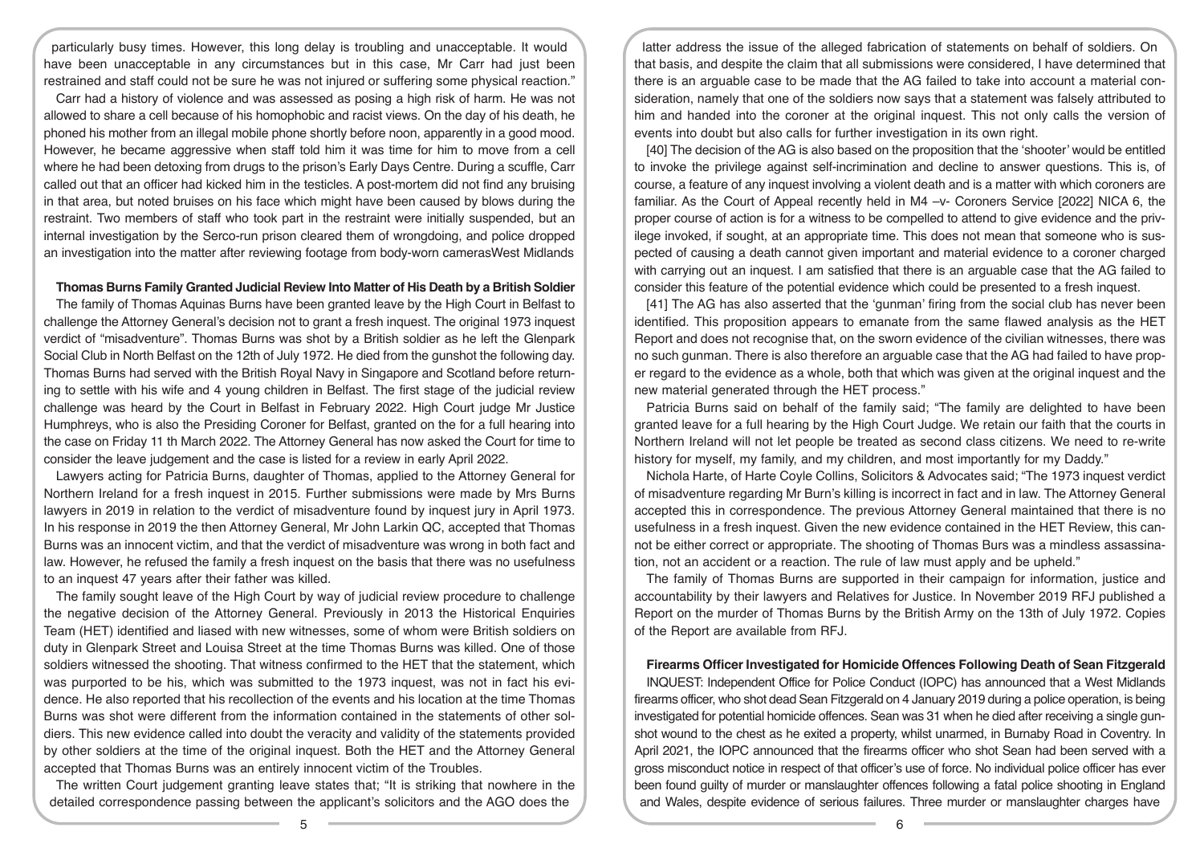particularly busy times. However, this long delay is troubling and unacceptable. It would have been unacceptable in any circumstances but in this case, Mr Carr had just been restrained and staff could not be sure he was not injured or suffering some physical reaction."

Carr had a history of violence and was assessed as posing a high risk of harm. He was not allowed to share a cell because of his homophobic and racist views. On the day of his death, he phoned his mother from an illegal mobile phone shortly before noon, apparently in a good mood. However, he became aggressive when staff told him it was time for him to move from a cell where he had been detoxing from drugs to the prison's Early Days Centre. During a scuffle, Carr called out that an officer had kicked him in the testicles. A post-mortem did not find any bruising in that area, but noted bruises on his face which might have been caused by blows during the restraint. Two members of staff who took part in the restraint were initially suspended, but an internal investigation by the Serco-run prison cleared them of wrongdoing, and police dropped an investigation into the matter after reviewing footage from body-worn camerasWest Midlands

### Thomas Burns Family Granted Judicial Review Into Matter of His Death by a British Soldier

The family of Thomas Aquinas Burns have been granted leave by the High Court in Belfast to challenge the Attorney General's decision not to grant a fresh inquest. The original 1973 inquest verdict of "misadventure". Thomas Burns was shot by a British soldier as he left the Glenpark Social Club in North Belfast on the 12th of July 1972. He died from the gunshot the following day. Thomas Burns had served with the British Royal Navy in Singapore and Scotland before returning to settle with his wife and 4 young children in Belfast. The first stage of the judicial review challenge was heard by the Court in Belfast in February 2022. High Court judge Mr Justice Humphreys, who is also the Presiding Coroner for Belfast, granted on the for a full hearing into the case on Friday 11 th March 2022. The Attorney General has now asked the Court for time to consider the leave judgement and the case is listed for a review in early April 2022.

Lawyers acting for Patricia Burns, daughter of Thomas, applied to the Attorney General for Northern Ireland for a fresh inquest in 2015. Further submissions were made by Mrs Burns lawyers in 2019 in relation to the verdict of misadventure found by inquest jury in April 1973. In his response in 2019 the then Attorney General, Mr John Larkin QC, accepted that Thomas Burns was an innocent victim, and that the verdict of misadventure was wrong in both fact and law. However, he refused the family a fresh inquest on the basis that there was no usefulness to an inquest 47 years after their father was killed.

The family sought leave of the High Court by way of judicial review procedure to challenge the negative decision of the Attorney General. Previously in 2013 the Historical Enquiries Team (HET) identified and liased with new witnesses, some of whom were British soldiers on duty in Glenpark Street and Louisa Street at the time Thomas Burns was killed. One of those soldiers witnessed the shooting. That witness confirmed to the HET that the statement, which was purported to be his, which was submitted to the 1973 inquest, was not in fact his evidence. He also reported that his recollection of the events and his location at the time Thomas Burns was shot were different from the information contained in the statements of other soldiers. This new evidence called into doubt the veracity and validity of the statements provided by other soldiers at the time of the original inquest. Both the HET and the Attorney General accepted that Thomas Burns was an entirely innocent victim of the Troubles.

The written Court judgement granting leave states that; "It is striking that nowhere in the detailed correspondence passing between the applicant's solicitors and the AGO does the latter address the issue of the alleged fabrication of statements on behalf of soldiers. On that basis, and despite the claim that all submissions were considered, I have determined that there is an arguable case to be made that the AG failed to take into account a material consideration, namely that one of the soldiers now says that a statement was falsely attributed to him and handed into the coroner at the original inquest. This not only calls the version of events into doubt but also calls for further investigation in its own right.

[40] The decision of the AG is also based on the proposition that the 'shooter' would be entitled to invoke the privilege against self-incrimination and decline to answer questions. This is, of course, a feature of any inquest involving a violent death and is a matter with which coroners are familiar. As the Court of Appeal recently held in M4 –v- Coroners Service [2022] NICA 6, the proper course of action is for a witness to be compelled to attend to give evidence and the privilege invoked, if sought, at an appropriate time. This does not mean that someone who is suspected of causing a death cannot given important and material evidence to a coroner charged with carrying out an inquest. I am satisfied that there is an arguable case that the AG failed to consider this feature of the potential evidence which could be presented to a fresh inquest.

[41] The AG has also asserted that the 'gunman' firing from the social club has never been identified. This proposition appears to emanate from the same flawed analysis as the HET Report and does not recognise that, on the sworn evidence of the civilian witnesses, there was no such gunman. There is also therefore an arguable case that the AG had failed to have proper regard to the evidence as a whole, both that which was given at the original inquest and the new material generated through the HET process."

Patricia Burns said on behalf of the family said; "The family are delighted to have been granted leave for a full hearing by the High Court Judge. We retain our faith that the courts in Northern Ireland will not let people be treated as second class citizens. We need to re-write history for myself, my family, and my children, and most importantly for my Daddy."

Nichola Harte, of Harte Coyle Collins, Solicitors & Advocates said; "The 1973 inquest verdict of misadventure regarding Mr Burn's killing is incorrect in fact and in law. The Attorney General accepted this in correspondence. The previous Attorney General maintained that there is no usefulness in a fresh inquest. Given the new evidence contained in the HET Review, this cannot be either correct or appropriate. The shooting of Thomas Burs was a mindless assassination, not an accident or a reaction. The rule of law must apply and be upheld."

The family of Thomas Burns are supported in their campaign for information, justice and accountability by their lawyers and Relatives for Justice. In November 2019 RFJ published a Report on the murder of Thomas Burns by the British Army on the 13th of July 1972. Copies of the Report are available from RFJ.

### Firearms Officer Investigated for Homicide Offences Following Death of Sean Fitzgerald

INQUEST: Independent Office for Police Conduct (IOPC) has announced that a West Midlands firearms officer, who shot dead Sean Fitzgerald on 4 January 2019 during a police operation, is being investigated for potential homicide offences. Sean was 31 when he died after receiving a single gunshot wound to the chest as he exited a property, whilst unarmed, in Burnaby Road in Coventry. In April 2021, the IOPC announced that the firearms officer who shot Sean had been served with a gross misconduct notice in respect of that officer's use of force. No individual police officer has ever been found guilty of murder or manslaughter offences following a fatal police shooting in England and Wales, despite evidence of serious failures. Three murder or manslaughter charges have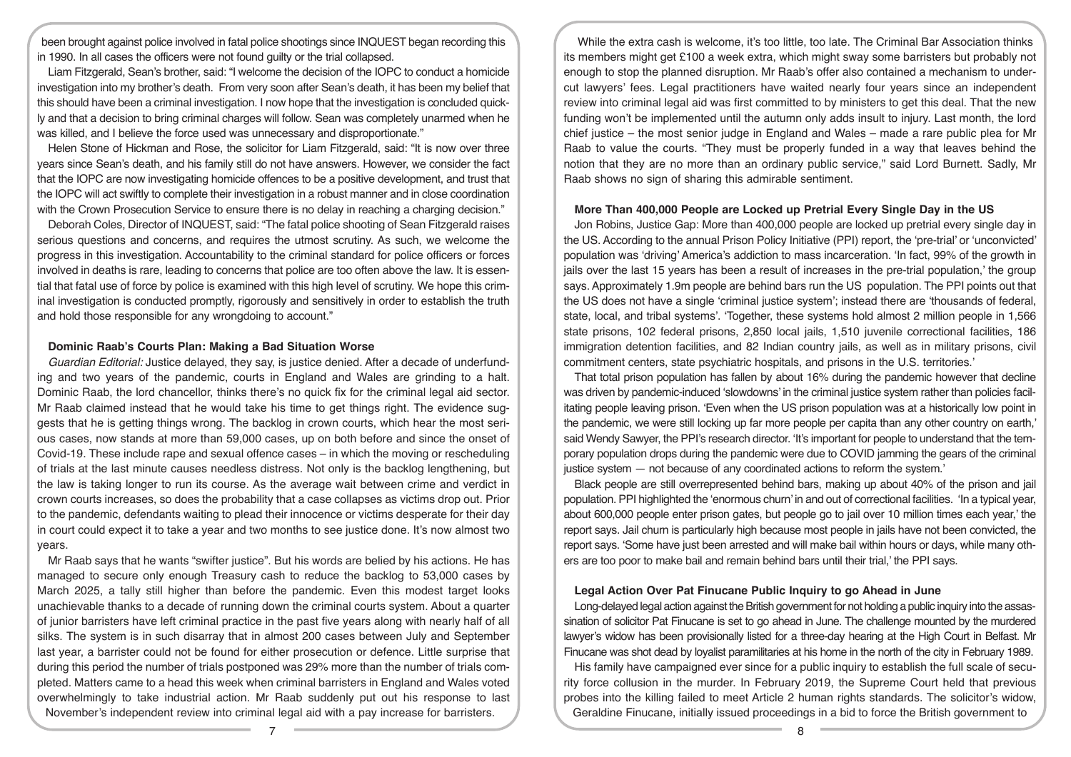been brought against police involved in fatal police shootings since INQUEST began recording this in 1990. In all cases the officers were not found guilty or the trial collapsed.

Liam Fitzgerald, Sean's brother, said: "I welcome the decision of the IOPC to conduct a homicide investigation into my brother's death. From very soon after Sean's death, it has been my belief that this should have been a criminal investigation. I now hope that the investigation is concluded quickly and that a decision to bring criminal charges will follow. Sean was completely unarmed when he was killed, and I believe the force used was unnecessary and disproportionate."

Helen Stone of Hickman and Rose, the solicitor for Liam Fitzgerald, said: "It is now over three years since Sean's death, and his family still do not have answers. However, we consider the fact that the IOPC are now investigating homicide offences to be a positive development, and trust that the IOPC will act swiftly to complete their investigation in a robust manner and in close coordination with the Crown Prosecution Service to ensure there is no delay in reaching a charging decision."

Deborah Coles, Director of INQUEST, said: "The fatal police shooting of Sean Fitzgerald raises serious questions and concerns, and requires the utmost scrutiny. As such, we welcome the progress in this investigation. Accountability to the criminal standard for police officers or forces involved in deaths is rare, leading to concerns that police are too often above the law. It is essential that fatal use of force by police is examined with this high level of scrutiny. We hope this criminal investigation is conducted promptly, rigorously and sensitively in order to establish the truth and hold those responsible for any wrongdoing to account."

### Dominic Raab's Courts Plan: Making a Bad Situation Worse

*Guardian Editorial:* Justice delayed, they say, is justice denied. After a decade of underfunding and two years of the pandemic, courts in England and Wales are grinding to a halt. Dominic Raab, the lord chancellor, thinks there's no quick fix for the criminal legal aid sector. Mr Raab claimed instead that he would take his time to get things right. The evidence suggests that he is getting things wrong. The backlog in crown courts, which hear the most serious cases, now stands at more than 59,000 cases, up on both before and since the onset of Covid-19. These include rape and sexual offence cases – in which the moving or rescheduling of trials at the last minute causes needless distress. Not only is the backlog lengthening, but the law is taking longer to run its course. As the average wait between crime and verdict in crown courts increases, so does the probability that a case collapses as victims drop out. Prior to the pandemic, defendants waiting to plead their innocence or victims desperate for their day in court could expect it to take a year and two months to see justice done. It's now almost two years.

Mr Raab says that he wants "swifter justice". But his words are belied by his actions. He has managed to secure only enough Treasury cash to reduce the backlog to 53,000 cases by March 2025, a tally still higher than before the pandemic. Even this modest target looks unachievable thanks to a decade of running down the criminal courts system. About a quarter of junior barristers have left criminal practice in the past five years along with nearly half of all silks. The system is in such disarray that in almost 200 cases between July and September last year, a barrister could not be found for either prosecution or defence. Little surprise that during this period the number of trials postponed was 29% more than the number of trials completed. Matters came to a head this week when criminal barristers in England and Wales voted overwhelmingly to take industrial action. Mr Raab suddenly put out his response to last November's independent review into criminal legal aid with a pay increase for barristers.

While the extra cash is welcome, it's too little, too late. The Criminal Bar Association thinks its members might get £100 a week extra, which might sway some barristers but probably not enough to stop the planned disruption. Mr Raab's offer also contained a mechanism to undercut lawyers' fees. Legal practitioners have waited nearly four years since an independent review into criminal legal aid was first committed to by ministers to get this deal. That the new funding won't be implemented until the autumn only adds insult to injury. Last month, the lord chief justice – the most senior judge in England and Wales – made a rare public plea for Mr Raab to value the courts. "They must be properly funded in a way that leaves behind the notion that they are no more than an ordinary public service," said Lord Burnett. Sadly, Mr Raab shows no sign of sharing this admirable sentiment.

### More Than 400,000 People are Locked up Pretrial Every Single Day in the US

Jon Robins, Justice Gap: More than 400,000 people are locked up pretrial every single day in the US. According to the annual Prison Policy Initiative (PPI) report, the 'pre-trial' or 'unconvicted' population was 'driving' America's addiction to mass incarceration. 'In fact, 99% of the growth in jails over the last 15 years has been a result of increases in the pre-trial population,' the group says. Approximately 1.9m people are behind bars run the US population. The PPI points out that the US does not have a single 'criminal justice system'; instead there are 'thousands of federal, state, local, and tribal systems'. 'Together, these systems hold almost 2 million people in 1,566 state prisons, 102 federal prisons, 2,850 local jails, 1,510 juvenile correctional facilities, 186 immigration detention facilities, and 82 Indian country jails, as well as in military prisons, civil commitment centers, state psychiatric hospitals, and prisons in the U.S. territories.'

That total prison population has fallen by about 16% during the pandemic however that decline was driven by pandemic-induced 'slowdowns' in the criminal justice system rather than policies facilitating people leaving prison. 'Even when the US prison population was at a historically low point in the pandemic, we were still locking up far more people per capita than any other country on earth,' said Wendy Sawyer, the PPI's research director. 'It's important for people to understand that the temporary population drops during the pandemic were due to COVID jamming the gears of the criminal justice system — not because of any coordinated actions to reform the system.'

Black people are still overrepresented behind bars, making up about 40% of the prison and jail population. PPI highlighted the 'enormous churn' in and out of correctional facilities. 'In a typical year, about 600,000 people enter prison gates, but people go to jail over 10 million times each year,' the report says. Jail churn is particularly high because most people in jails have not been convicted, the report says. 'Some have just been arrested and will make bail within hours or days, while many others are too poor to make bail and remain behind bars until their trial,' the PPI says.

### Legal Action Over Pat Finucane Public Inquiry to go Ahead in June

Long-delayed legal action against the British government for not holding a public inquiry into the assassination of solicitor Pat Finucane is set to go ahead in June. The challenge mounted by the murdered lawyer's widow has been provisionally listed for a three-day hearing at the High Court in Belfast. Mr Finucane was shot dead by loyalist paramilitaries at his home in the north of the city in February 1989.

His family have campaigned ever since for a public inquiry to establish the full scale of security force collusion in the murder. In February 2019, the Supreme Court held that previous probes into the killing failed to meet Article 2 human rights standards. The solicitor's widow, Geraldine Finucane, initially issued proceedings in a bid to force the British government to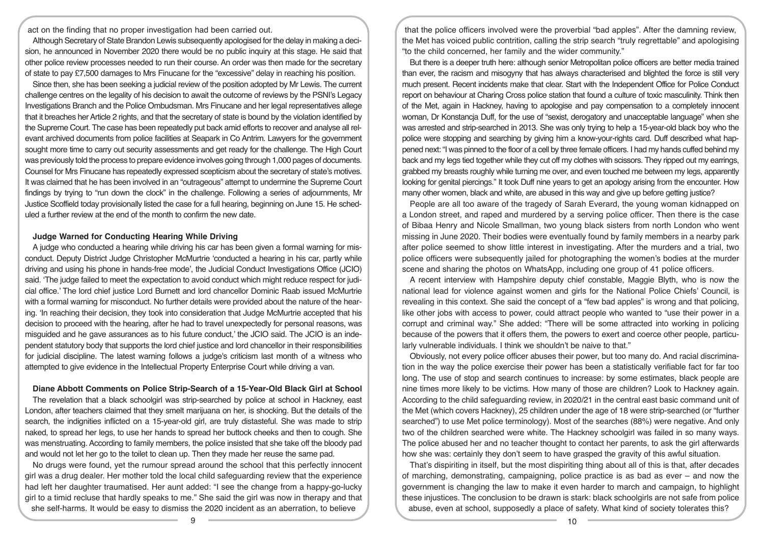act on the finding that no proper investigation had been carried out.

Although Secretary of State Brandon Lewis subsequently apologised for the delay in making a decision, he announced in November 2020 there would be no public inquiry at this stage. He said that other police review processes needed to run their course. An order was then made for the secretary of state to pay £7,500 damages to Mrs Finucane for the "excessive" delay in reaching his position.

Since then, she has been seeking a judicial review of the position adopted by Mr Lewis. The current challenge centres on the legality of his decision to await the outcome of reviews by the PSNI's Legacy Investigations Branch and the Police Ombudsman. Mrs Finucane and her legal representatives allege that it breaches her Article 2 rights, and that the secretary of state is bound by the violation identified by the Supreme Court. The case has been repeatedly put back amid efforts to recover and analyse all relevant archived documents from police facilities at Seapark in Co Antrim. Lawyers for the government sought more time to carry out security assessments and get ready for the challenge. The High Court was previously told the process to prepare evidence involves going through 1,000 pages of documents. Counsel for Mrs Finucane has repeatedly expressed scepticism about the secretary of state's motives. It was claimed that he has been involved in an "outrageous" attempt to undermine the Supreme Court findings by trying to "run down the clock" in the challenge. Following a series of adjournments, Mr Justice Scoffield today provisionally listed the case for a full hearing, beginning on June 15. He scheduled a further review at the end of the month to confirm the new date.

### Judge Warned for Conducting Hearing While Driving

A judge who conducted a hearing while driving his car has been given a formal warning for misconduct. Deputy District Judge Christopher McMurtrie 'conducted a hearing in his car, partly while driving and using his phone in hands-free mode', the Judicial Conduct Investigations Office (JCIO) said. 'The judge failed to meet the expectation to avoid conduct which might reduce respect for judicial office.' The lord chief justice Lord Burnett and lord chancellor Dominic Raab issued McMurtrie with a formal warning for misconduct. No further details were provided about the nature of the hearing. 'In reaching their decision, they took into consideration that Judge McMurtrie accepted that his decision to proceed with the hearing, after he had to travel unexpectedly for personal reasons, was misguided and he gave assurances as to his future conduct,' the JCIO said. The JCIO is an independent statutory body that supports the lord chief justice and lord chancellor in their responsibilities for judicial discipline. The latest warning follows a judge's criticism last month of a witness who attempted to give evidence in the Intellectual Property Enterprise Court while driving a van.

### Diane Abbott Comments on Police Strip-Search of a 15-Year-Old Black Girl at School

The revelation that a black schoolgirl was strip-searched by police at school in Hackney, east London, after teachers claimed that they smelt marijuana on her, is shocking. But the details of the search, the indignities inflicted on a 15-year-old girl, are truly distasteful. She was made to strip naked, to spread her legs, to use her hands to spread her buttock cheeks and then to cough. She was menstruating. According to family members, the police insisted that she take off the bloody pad and would not let her go to the toilet to clean up. Then they made her reuse the same pad.

No drugs were found, yet the rumour spread around the school that this perfectly innocent girl was a drug dealer. Her mother told the local child safeguarding review that the experience had left her daughter traumatised. Her aunt added: "I see the change from a happy-go-lucky girl to a timid recluse that hardly speaks to me." She said the girl was now in therapy and that she self-harms. It would be easy to dismiss the 2020 incident as an aberration, to believe that the police officers involved were the proverbial "bad apples". After the damning review, the Met has voiced public contrition, calling the strip search "truly regrettable" and apologising "to the child concerned, her family and the wider community."

But there is a deeper truth here: although senior Metropolitan police officers are better media trained than ever, the racism and misogyny that has always characterised and blighted the force is still very much present. Recent incidents make that clear. Start with the Independent Office for Police Conduct report on behaviour at Charing Cross police station that found a culture of toxic masculinity. Think then of the Met, again in Hackney, having to apologise and pay compensation to a completely innocent woman, Dr Konstancja Duff, for the use of "sexist, derogatory and unacceptable language" when she was arrested and strip-searched in 2013. She was only trying to help a 15-year-old black boy who the police were stopping and searching by giving him a know-your-rights card. Duff described what happened next: "I was pinned to the floor of a cell by three female officers. I had my hands cuffed behind my back and my legs tied together while they cut off my clothes with scissors. They ripped out my earrings, grabbed my breasts roughly while turning me over, and even touched me between my legs, apparently looking for genital piercings." It took Duff nine years to get an apology arising from the encounter. How many other women, black and white, are abused in this way and give up before getting justice?

People are all too aware of the tragedy of Sarah Everard, the young woman kidnapped on a London street, and raped and murdered by a serving police officer. Then there is the case of Bibaa Henry and Nicole Smallman, two young black sisters from north London who went missing in June 2020. Their bodies were eventually found by family members in a nearby park after police seemed to show little interest in investigating. After the murders and a trial, two police officers were subsequently jailed for photographing the women's bodies at the murder scene and sharing the photos on WhatsApp, including one group of 41 police officers.

A recent interview with Hampshire deputy chief constable, Maggie Blyth, who is now the national lead for violence against women and girls for the National Police Chiefs' Council, is revealing in this context. She said the concept of a "few bad apples" is wrong and that policing, like other jobs with access to power, could attract people who wanted to "use their power in a corrupt and criminal way." She added: "There will be some attracted into working in policing because of the powers that it offers them, the powers to exert and coerce other people, particularly vulnerable individuals. I think we shouldn't be naive to that."

Obviously, not every police officer abuses their power, but too many do. And racial discrimination in the way the police exercise their power has been a statistically verifiable fact for far too long. The use of stop and search continues to increase: by some estimates, black people are nine times more likely to be victims. How many of those are children? Look to Hackney again. According to the child safeguarding review, in 2020/21 in the central east basic command unit of the Met (which covers Hackney), 25 children under the age of 18 were strip-searched (or "further searched") to use Met police terminology). Most of the searches (88%) were negative. And only two of the children searched were white. The Hackney schoolgirl was failed in so many ways. The police abused her and no teacher thought to contact her parents, to ask the girl afterwards how she was: certainly they don't seem to have grasped the gravity of this awful situation.

That's dispiriting in itself, but the most dispiriting thing about all of this is that, after decades of marching, demonstrating, campaigning, police practice is as bad as ever – and now the government is changing the law to make it even harder to march and campaign, to highlight these injustices. The conclusion to be drawn is stark: black schoolgirls are not safe from police abuse, even at school, supposedly a place of safety. What kind of society tolerates this?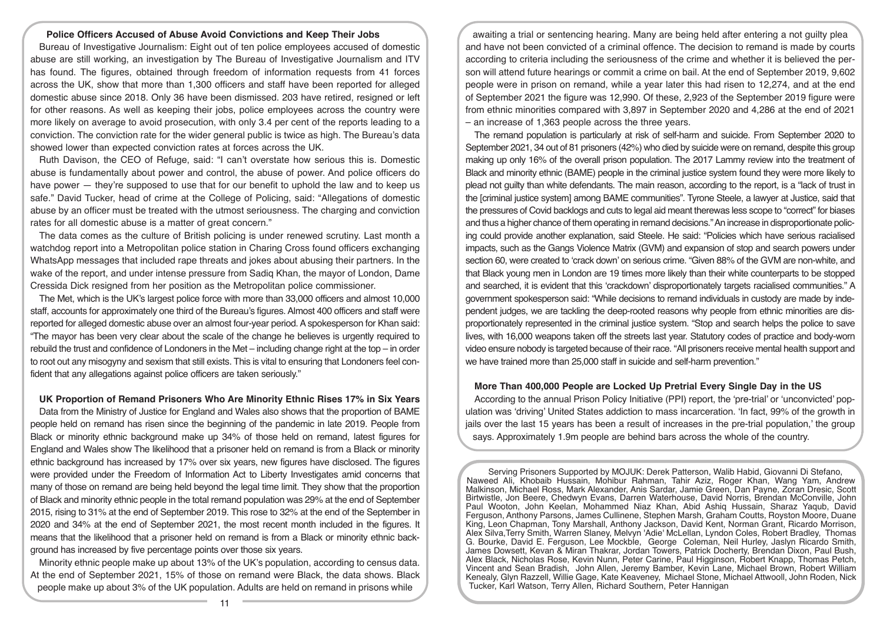### Police Officers Accused of Abuse Avoid Convictions and Keep Their Jobs

Bureau of Investigative Journalism: Eight out of ten police employees accused of domestic abuse are still working, an investigation by The Bureau of Investigative Journalism and ITV has found. The figures, obtained through freedom of information requests from 41 forces across the UK, show that more than 1,300 officers and staff have been reported for alleged domestic abuse since 2018. Only 36 have been dismissed. 203 have retired, resigned or left for other reasons. As well as keeping their jobs, police employees across the country were more likely on average to avoid prosecution, with only 3.4 per cent of the reports leading to a conviction. The conviction rate for the wider general public is twice as high. The Bureau's data showed lower than expected conviction rates at forces across the UK.

Ruth Davison, the CEO of Refuge, said: "I can't overstate how serious this is. Domestic abuse is fundamentally about power and control, the abuse of power. And police officers do have power — they're supposed to use that for our benefit to uphold the law and to keep us safe." David Tucker, head of crime at the College of Policing, said: "Allegations of domestic abuse by an officer must be treated with the utmost seriousness. The charging and conviction rates for all domestic abuse is a matter of great concern."

The data comes as the culture of British policing is under renewed scrutiny. Last month a watchdog report into a Metropolitan police station in Charing Cross found officers exchanging WhatsApp messages that included rape threats and jokes about abusing their partners. In the wake of the report, and under intense pressure from Sadiq Khan, the mayor of London, Dame Cressida Dick resigned from her position as the Metropolitan police commissioner.

The Met, which is the UK's largest police force with more than 33,000 officers and almost 10,000 staff, accounts for approximately one third of the Bureau's figures. Almost 400 officers and staff were reported for alleged domestic abuse over an almost four-year period. A spokesperson for Khan said: "The mayor has been very clear about the scale of the change he believes is urgently required to rebuild the trust and confidence of Londoners in the Met – including change right at the top – in order to root out any misogyny and sexism that still exists. This is vital to ensuring that Londoners feel confident that any allegations against police officers are taken seriously."

### UK Proportion of Remand Prisoners Who Are Minority Ethnic Rises 17% in Six Years

Data from the Ministry of Justice for England and Wales also shows that the proportion of BAME people held on remand has risen since the beginning of the pandemic in late 2019. People from Black or minority ethnic background make up 34% of those held on remand, latest figures for England and Wales show The likelihood that a prisoner held on remand is from a Black or minority ethnic background has increased by 17% over six years, new figures have disclosed. The figures were provided under the Freedom of Information Act to Liberty Investigates amid concerns that many of those on remand are being held beyond the legal time limit. They show that the proportion of Black and minority ethnic people in the total remand population was 29% at the end of September 2015, rising to 31% at the end of September 2019. This rose to 32% at the end of the September in 2020 and 34% at the end of September 2021, the most recent month included in the figures. It means that the likelihood that a prisoner held on remand is from a Black or minority ethnic background has increased by five percentage points over those six years.

Minority ethnic people make up about 13% of the UK's population, according to census data. At the end of September 2021, 15% of those on remand were Black, the data shows. Black people make up about 3% of the UK population. Adults are held on remand in prisons while awaiting a trial or sentencing hearing. Many are being held after entering a not guilty plea and have not been convicted of a criminal offence. The decision to remand is made by courts according to criteria including the seriousness of the crime and whether it is believed the person will attend future hearings or commit a crime on bail. At the end of September 2019, 9,602 people were in prison on remand, while a year later this had risen to 12,274, and at the end of September 2021 the figure was 12,990. Of these, 2,923 of the September 2019 figure were from ethnic minorities compared with 3,897 in September 2020 and 4,286 at the end of 2021 – an increase of 1,363 people across the three years.

The remand population is particularly at risk of self-harm and suicide. From September 2020 to September 2021, 34 out of 81 prisoners (42%) who died by suicide were on remand, despite this group making up only 16% of the overall prison population. The 2017 Lammy review into the treatment of Black and minority ethnic (BAME) people in the criminal justice system found they were more likely to plead not guilty than white defendants. The main reason, according to the report, is a "lack of trust in the [criminal justice system] among BAME communities". Tyrone Steele, a lawyer at Justice, said that the pressures of Covid backlogs and cuts to legal aid meant therewas less scope to "correct" for biases and thus a higher chance of them operating in remand decisions." An increase in disproportionate policing could provide another explanation, said Steele. He said: "Policies which have serious racialised impacts, such as the Gangs Violence Matrix (GVM) and expansion of stop and search powers under section 60, were created to 'crack down' on serious crime. "Given 88% of the GVM are non-white, and that Black young men in London are 19 times more likely than their white counterparts to be stopped and searched, it is evident that this 'crackdown' disproportionately targets racialised communities." A government spokesperson said: "While decisions to remand individuals in custody are made by independent judges, we are tackling the deep-rooted reasons why people from ethnic minorities are disproportionately represented in the criminal justice system. "Stop and search helps the police to save lives, with 16,000 weapons taken off the streets last year. Statutory codes of practice and body-worn video ensure nobody is targeted because of their race. "All prisoners receive mental health support and we have trained more than 25,000 staff in suicide and self-harm prevention."

### More Than 400,000 People are Locked Up Pretrial Every Single Day in the US

According to the annual Prison Policy Initiative (PPI) report, the 'pre-trial' or 'unconvicted' population was 'driving' United States addiction to mass incarceration. 'In fact, 99% of the growth in jails over the last 15 years has been a result of increases in the pre-trial population,' the group says. Approximately 1.9m people are behind bars across the whole of the country.

Serving Prisoners Supported by MOJUK: Derek Patterson, Walib Habid, Giovanni Di Stefano, Naweed Ali, Khobaib Hussain, Mohibur Rahman, Tahir Aziz, Roger Khan, Wang Yam, Andrew Malkinson, Michael Ross, Mark Alexander, Anis Sardar, Jamie Green, Dan Payne, Zoran Dresic, Scott Birtwistle, Jon Beere, Chedwyn Evans, Darren Waterhouse, David Norris, Brendan McConville, John Paul Wooton, John Keelan, Mohammed Niaz Khan, Abid Ashiq Hussain, Sharaz Yaqub, David Ferguson, Anthony Parsons, James Cullinene, Stephen Marsh, Graham Coutts, Royston Moore, Duane King, Leon Chapman, Tony Marshall, Anthony Jackson, David Kent, Norman Grant, Ricardo Morrison, Alex Silva,Terry Smith, Warren Slaney, Melvyn 'Adie' McLellan, Lyndon Coles, Robert Bradley, Thomas G. Bourke, David E. Ferguson, Lee Mockble, George Coleman, Neil Hurley, Jaslyn Ricardo Smith, James Dowsett, Kevan & Miran Thakrar, Jordan Towers, Patrick Docherty, Brendan Dixon, Paul Bush, Alex Black, Nicholas Rose, Kevin Nunn, Peter Carine, Paul Higginson, Robert Knapp, Thomas Petch, Vincent and Sean Bradish, John Allen, Jeremy Bamber, Kevin Lane, Michael Brown, Robert William Kenealy, Glyn Razzell, Willie Gage, Kate Keaveney, Michael Stone, Michael Attwooll, John Roden, Nick Tucker, Karl Watson, Terry Allen, Richard Southern, Peter Hannigan